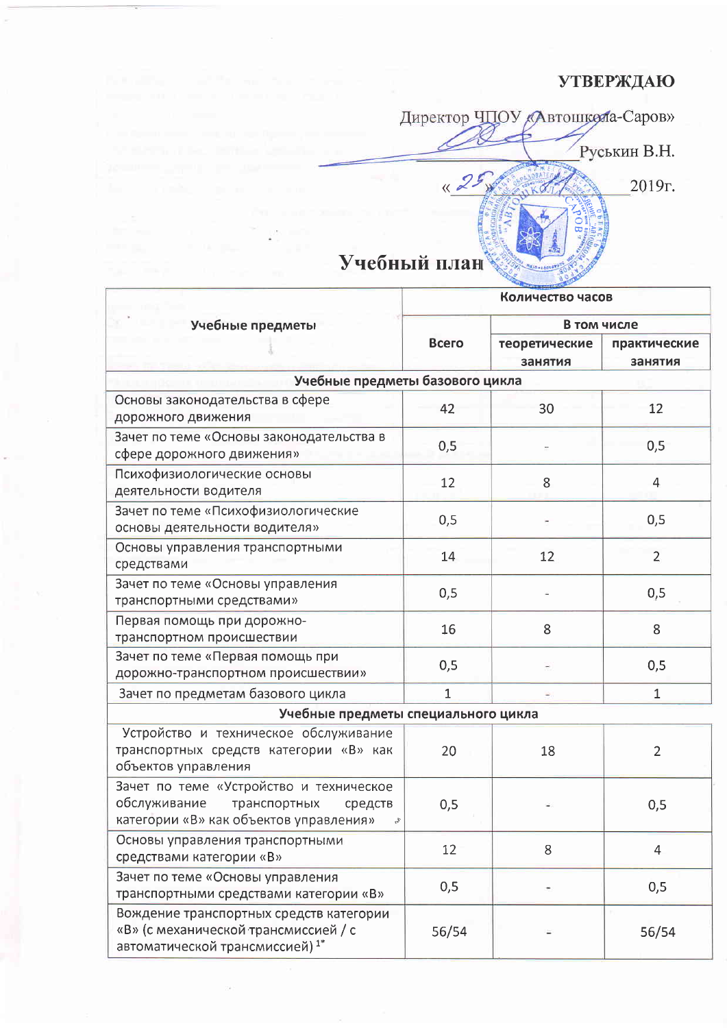**УТВЕРЖДАЮ**

Директор ЧПОУ «Автошкола-Саров»

_____________ Руськин В.Н.

«25» _____________ 2019г.

# Учебный план

| Учебные предметы | Количество часов | | |
|---|---|---|---|
| | Всего | В том числе | |
| | | теоретические занятия | практические занятия |
| **Учебные предметы базового цикла** | | | |
| Основы законодательства в сфере дорожного движения | 42 | 30 | 12 |
| Зачет по теме «Основы законодательства в сфере дорожного движения» | 0,5 | - | 0,5 |
| Психофизиологические основы деятельности водителя | 12 | 8 | 4 |
| Зачет по теме «Психофизиологические основы деятельности водителя» | 0,5 | - | 0,5 |
| Основы управления транспортными средствами | 14 | 12 | 2 |
| Зачет по теме «Основы управления транспортными средствами» | 0,5 | - | 0,5 |
| Первая помощь при дорожно-транспортном происшествии | 16 | 8 | 8 |
| Зачет по теме «Первая помощь при дорожно-транспортном происшествии» | 0,5 | - | 0,5 |
| Зачет по предметам базового цикла | 1 | - | 1 |
| **Учебные предметы специального цикла** | | | |
| Устройство и техническое обслуживание транспортных средств категории «В» как объектов управления | 20 | 18 | 2 |
| Зачет по теме «Устройство и техническое обслуживание транспортных средств категории «В» как объектов управления» | 0,5 | - | 0,5 |
| Основы управления транспортными средствами категории «В» | 12 | 8 | 4 |
| Зачет по теме «Основы управления транспортными средствами категории «В» | 0,5 | - | 0,5 |
| Вождение транспортных средств категории «В» (с механической трансмиссией / с автоматической трансмиссией) [1*] | 56/54 | - | 56/54 |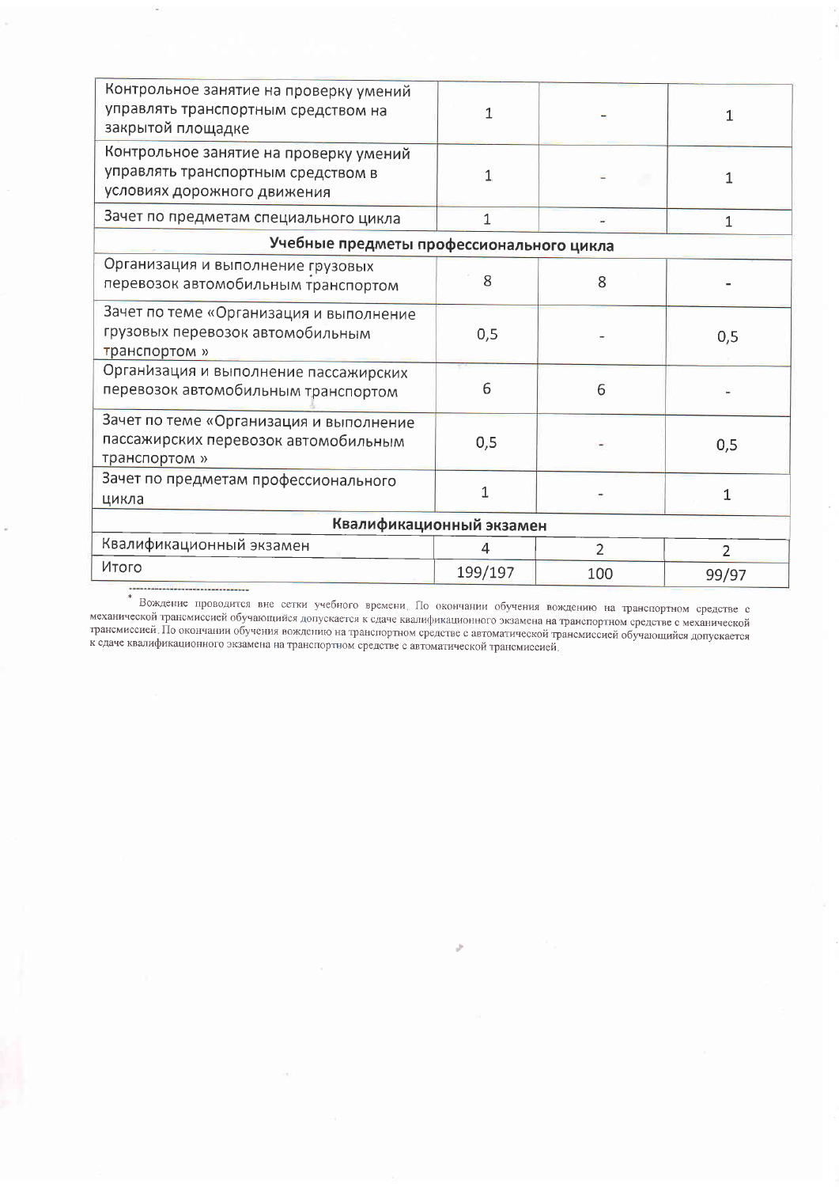| | | | |
|---|---|---|---|
| Контрольное занятие на проверку умений управлять транспортным средством на закрытой площадке | 1 | - | 1 |
| Контрольное занятие на проверку умений управлять транспортным средством в условиях дорожного движения | 1 | - | 1 |
| Зачет по предметам специального цикла | 1 | - | 1 |
| **Учебные предметы профессионального цикла** | | | |
| Организация и выполнение грузовых перевозок автомобильным транспортом | 8 | 8 | - |
| Зачет по теме «Организация и выполнение грузовых перевозок автомобильным транспортом » | 0,5 | - | 0,5 |
| Организация и выполнение пассажирских перевозок автомобильным транспортом | 6 | 6 | - |
| Зачет по теме «Организация и выполнение пассажирских перевозок автомобильным транспортом » | 0,5 | - | 0,5 |
| Зачет по предметам профессионального цикла | 1 | - | 1 |
| **Квалификационный экзамен** | | | |
| Квалификационный экзамен | 4 | 2 | 2 |
| Итого | 199/197 | 100 | 99/97 |

---

* Вождение проводится вне сетки учебного времени. По окончании обучения вождению на транспортном средстве с механической трансмиссией обучающийся допускается к сдаче квалификационного экзамена на транспортном средстве с механической трансмиссией. По окончании обучения вождению на транспортном средстве с автоматической трансмиссией обучающийся допускается к сдаче квалификационного экзамена на транспортном средстве с автоматической трансмиссией.